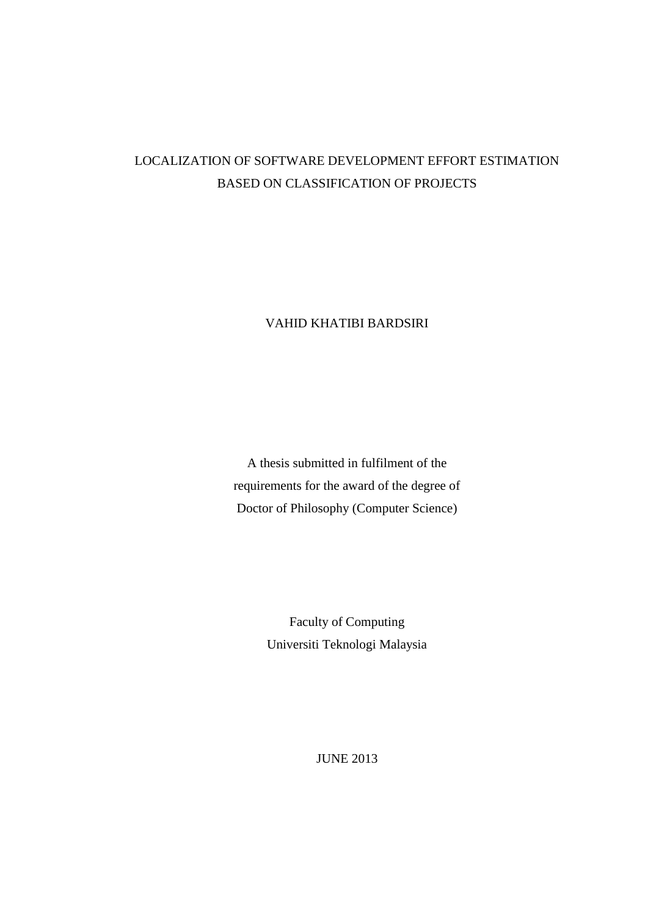# LOCALIZATION OF SOFTWARE DEVELOPMENT EFFORT ESTIMATION BASED ON CLASSIFICATION OF PROJECTS

VAHID KHATIBI BARDSIRI

A thesis submitted in fulfilment of the requirements for the award of the degree of Doctor of Philosophy (Computer Science)

Faculty of Computing
Universiti Teknologi Malaysia

JUNE 2013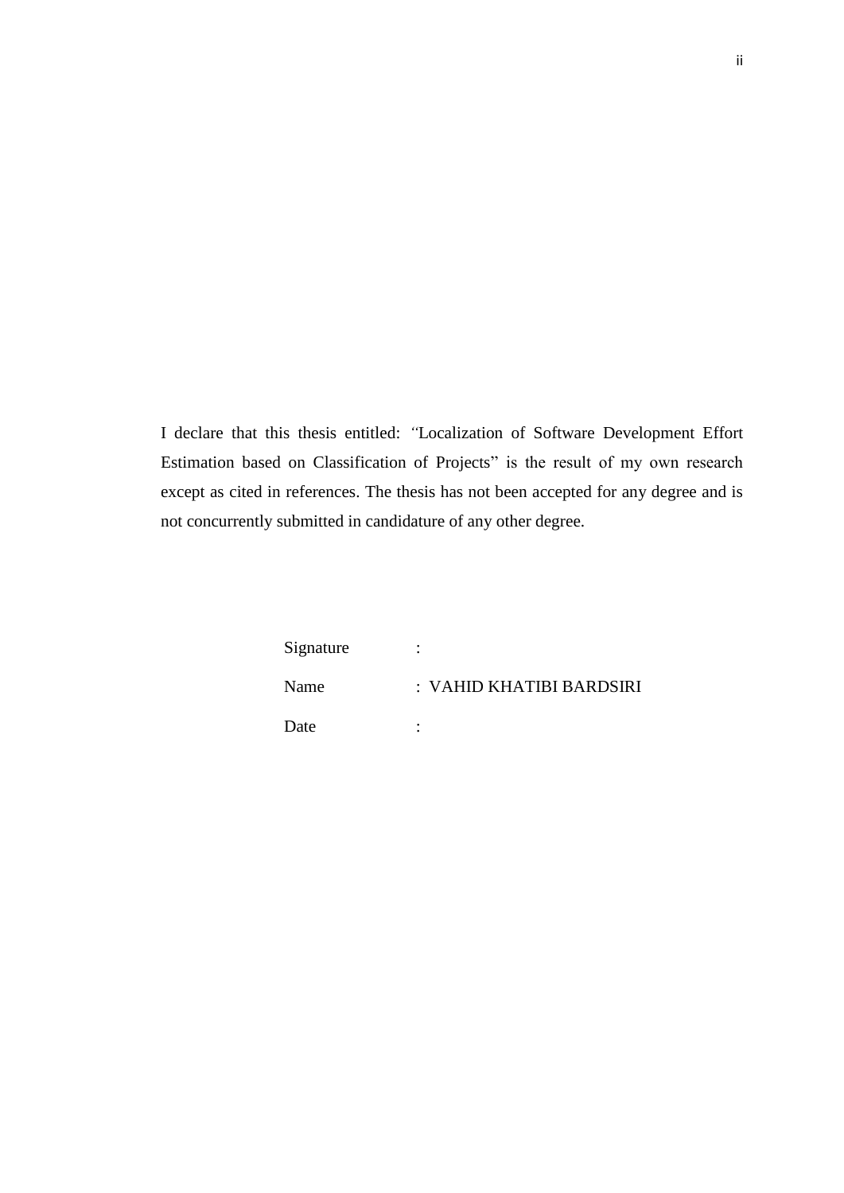I declare that this thesis entitled: "Localization of Software Development Effort Estimation based on Classification of Projects" is the result of my own research except as cited in references. The thesis has not been accepted for any degree and is not concurrently submitted in candidature of any other degree.

Signature :

Name : VAHID KHATIBI BARDSIRI

Date :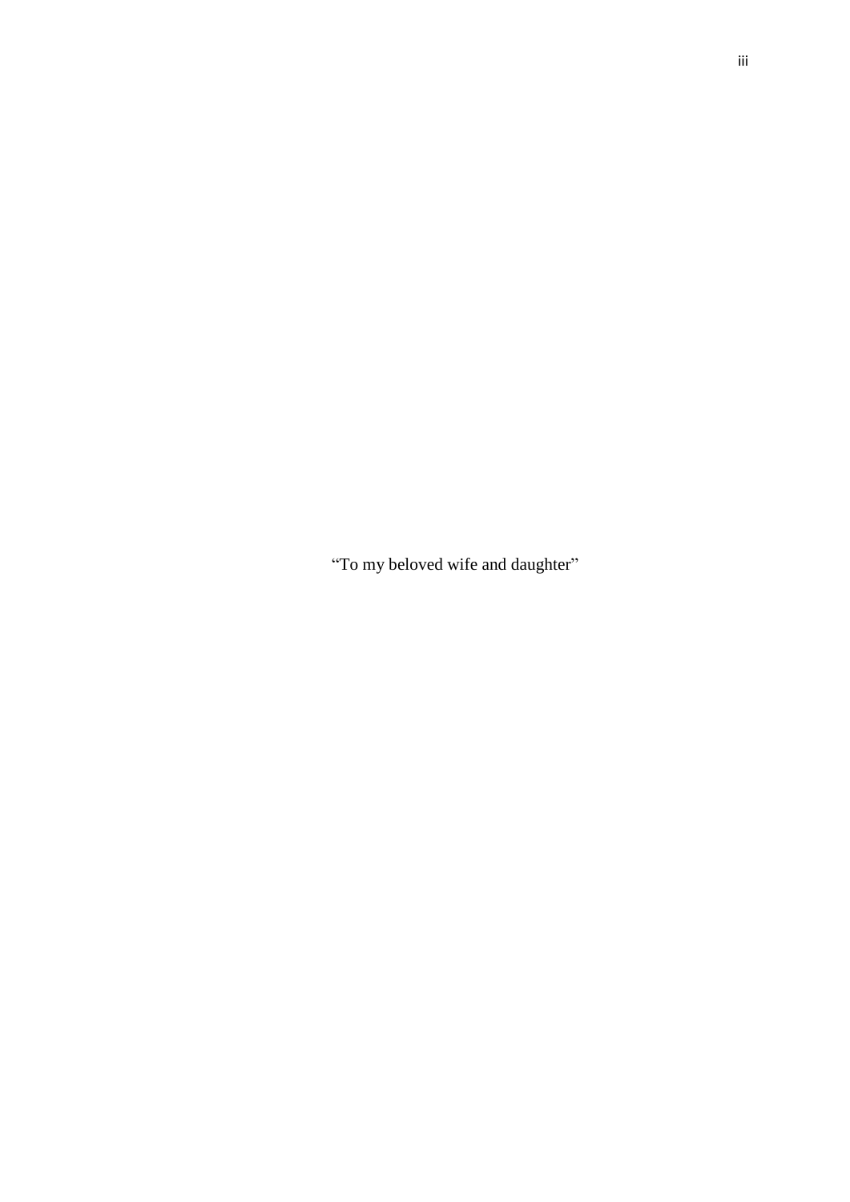“To my beloved wife and daughter”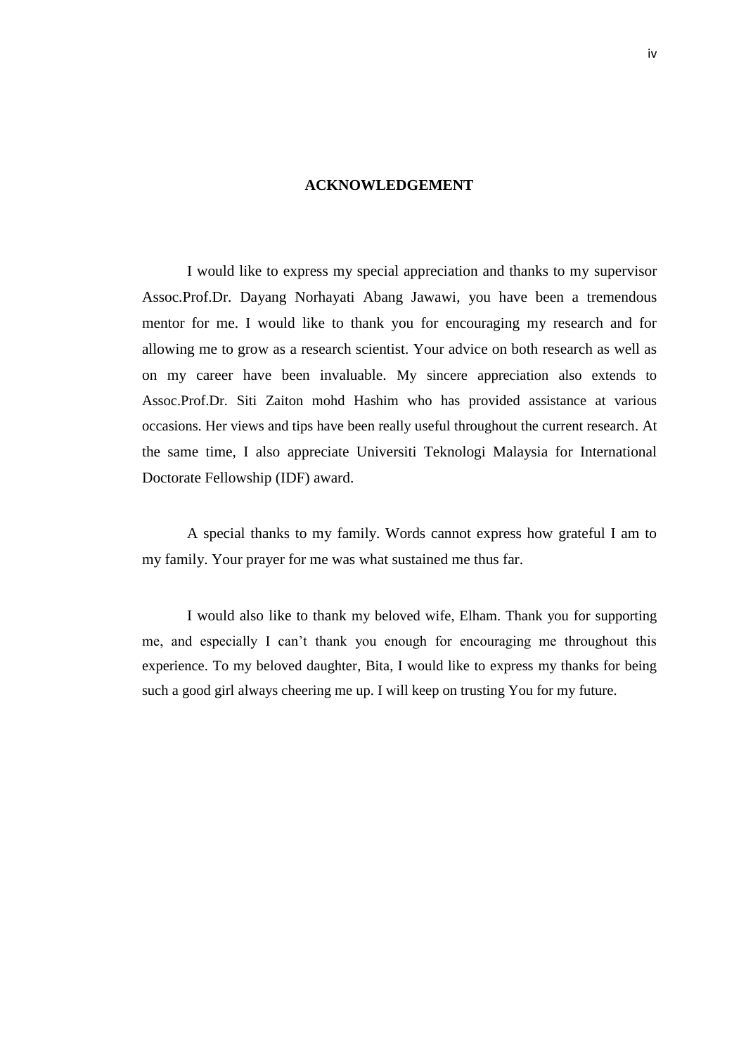# ACKNOWLEDGEMENT

I would like to express my special appreciation and thanks to my supervisor Assoc.Prof.Dr. Dayang Norhayati Abang Jawawi, you have been a tremendous mentor for me. I would like to thank you for encouraging my research and for allowing me to grow as a research scientist. Your advice on both research as well as on my career have been invaluable. My sincere appreciation also extends to Assoc.Prof.Dr. Siti Zaiton mohd Hashim who has provided assistance at various occasions. Her views and tips have been really useful throughout the current research. At the same time, I also appreciate Universiti Teknologi Malaysia for International Doctorate Fellowship (IDF) award.

A special thanks to my family. Words cannot express how grateful I am to my family. Your prayer for me was what sustained me thus far.

I would also like to thank my beloved wife, Elham. Thank you for supporting me, and especially I can't thank you enough for encouraging me throughout this experience. To my beloved daughter, Bita, I would like to express my thanks for being such a good girl always cheering me up. I will keep on trusting You for my future.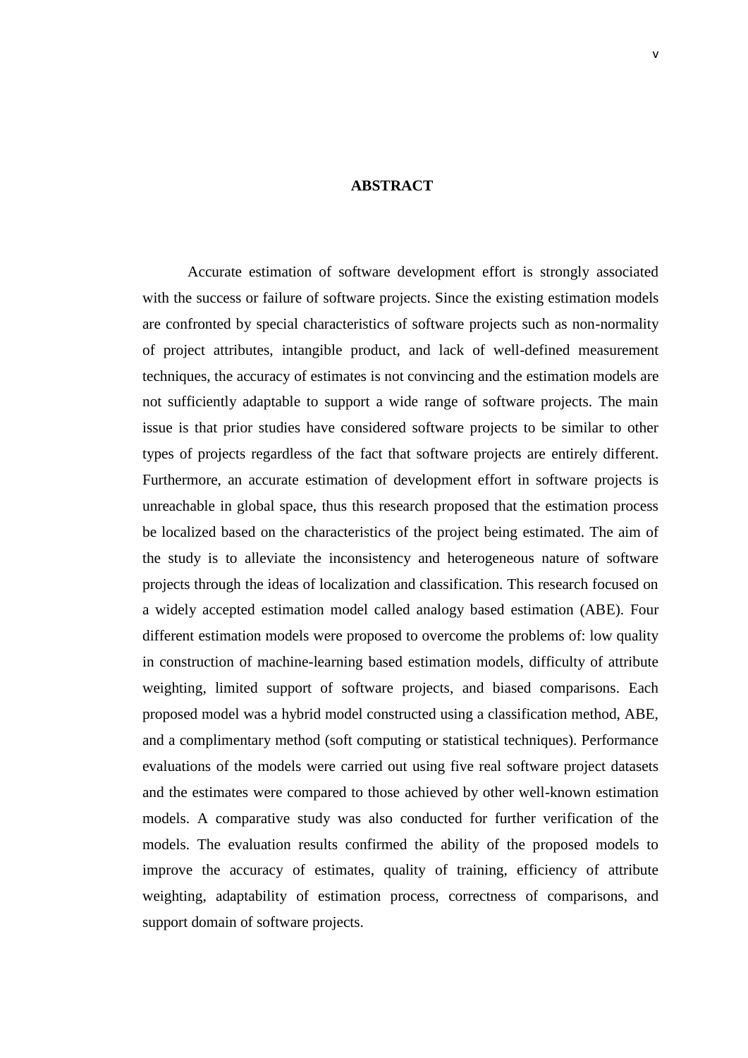# ABSTRACT

Accurate estimation of software development effort is strongly associated with the success or failure of software projects. Since the existing estimation models are confronted by special characteristics of software projects such as non-normality of project attributes, intangible product, and lack of well-defined measurement techniques, the accuracy of estimates is not convincing and the estimation models are not sufficiently adaptable to support a wide range of software projects. The main issue is that prior studies have considered software projects to be similar to other types of projects regardless of the fact that software projects are entirely different. Furthermore, an accurate estimation of development effort in software projects is unreachable in global space, thus this research proposed that the estimation process be localized based on the characteristics of the project being estimated. The aim of the study is to alleviate the inconsistency and heterogeneous nature of software projects through the ideas of localization and classification. This research focused on a widely accepted estimation model called analogy based estimation (ABE). Four different estimation models were proposed to overcome the problems of: low quality in construction of machine-learning based estimation models, difficulty of attribute weighting, limited support of software projects, and biased comparisons. Each proposed model was a hybrid model constructed using a classification method, ABE, and a complimentary method (soft computing or statistical techniques). Performance evaluations of the models were carried out using five real software project datasets and the estimates were compared to those achieved by other well-known estimation models. A comparative study was also conducted for further verification of the models. The evaluation results confirmed the ability of the proposed models to improve the accuracy of estimates, quality of training, efficiency of attribute weighting, adaptability of estimation process, correctness of comparisons, and support domain of software projects.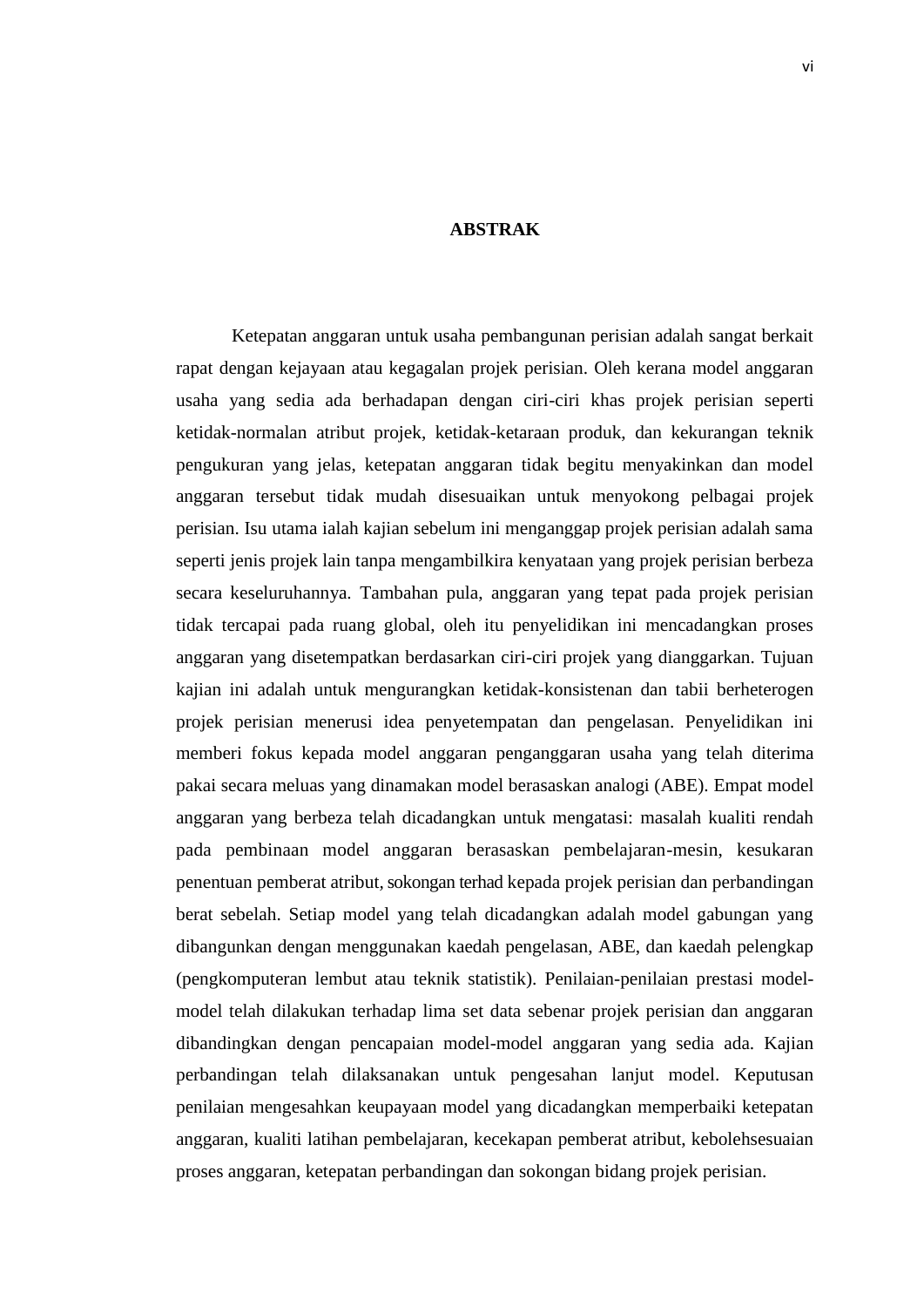# ABSTRAK

Ketepatan anggaran untuk usaha pembangunan perisian adalah sangat berkait rapat dengan kejayaan atau kegagalan projek perisian. Oleh kerana model anggaran usaha yang sedia ada berhadapan dengan ciri-ciri khas projek perisian seperti ketidak-normalan atribut projek, ketidak-ketaraan produk, dan kekurangan teknik pengukuran yang jelas, ketepatan anggaran tidak begitu menyakinkan dan model anggaran tersebut tidak mudah disesuaikan untuk menyokong pelbagai projek perisian. Isu utama ialah kajian sebelum ini menganggap projek perisian adalah sama seperti jenis projek lain tanpa mengambilkira kenyataan yang projek perisian berbeza secara keseluruhannya. Tambahan pula, anggaran yang tepat pada projek perisian tidak tercapai pada ruang global, oleh itu penyelidikan ini mencadangkan proses anggaran yang disetempatkan berdasarkan ciri-ciri projek yang dianggarkan. Tujuan kajian ini adalah untuk mengurangkan ketidak-konsistenan dan tabii berheterogen projek perisian menerusi idea penyetempatan dan pengelasan. Penyelidikan ini memberi fokus kepada model anggaran penganggaran usaha yang telah diterima pakai secara meluas yang dinamakan model berasaskan analogi (ABE). Empat model anggaran yang berbeza telah dicadangkan untuk mengatasi: masalah kualiti rendah pada pembinaan model anggaran berasaskan pembelajaran-mesin, kesukaran penentuan pemberat atribut, sokongan terhad kepada projek perisian dan perbandingan berat sebelah. Setiap model yang telah dicadangkan adalah model gabungan yang dibangunkan dengan menggunakan kaedah pengelasan, ABE, dan kaedah pelengkap (pengkomputeran lembut atau teknik statistik). Penilaian-penilaian prestasi model-model telah dilakukan terhadap lima set data sebenar projek perisian dan anggaran dibandingkan dengan pencapaian model-model anggaran yang sedia ada. Kajian perbandingan telah dilaksanakan untuk pengesahan lanjut model. Keputusan penilaian mengesahkan keupayaan model yang dicadangkan memperbaiki ketepatan anggaran, kualiti latihan pembelajaran, kecekapan pemberat atribut, kebolehsesuaian proses anggaran, ketepatan perbandingan dan sokongan bidang projek perisian.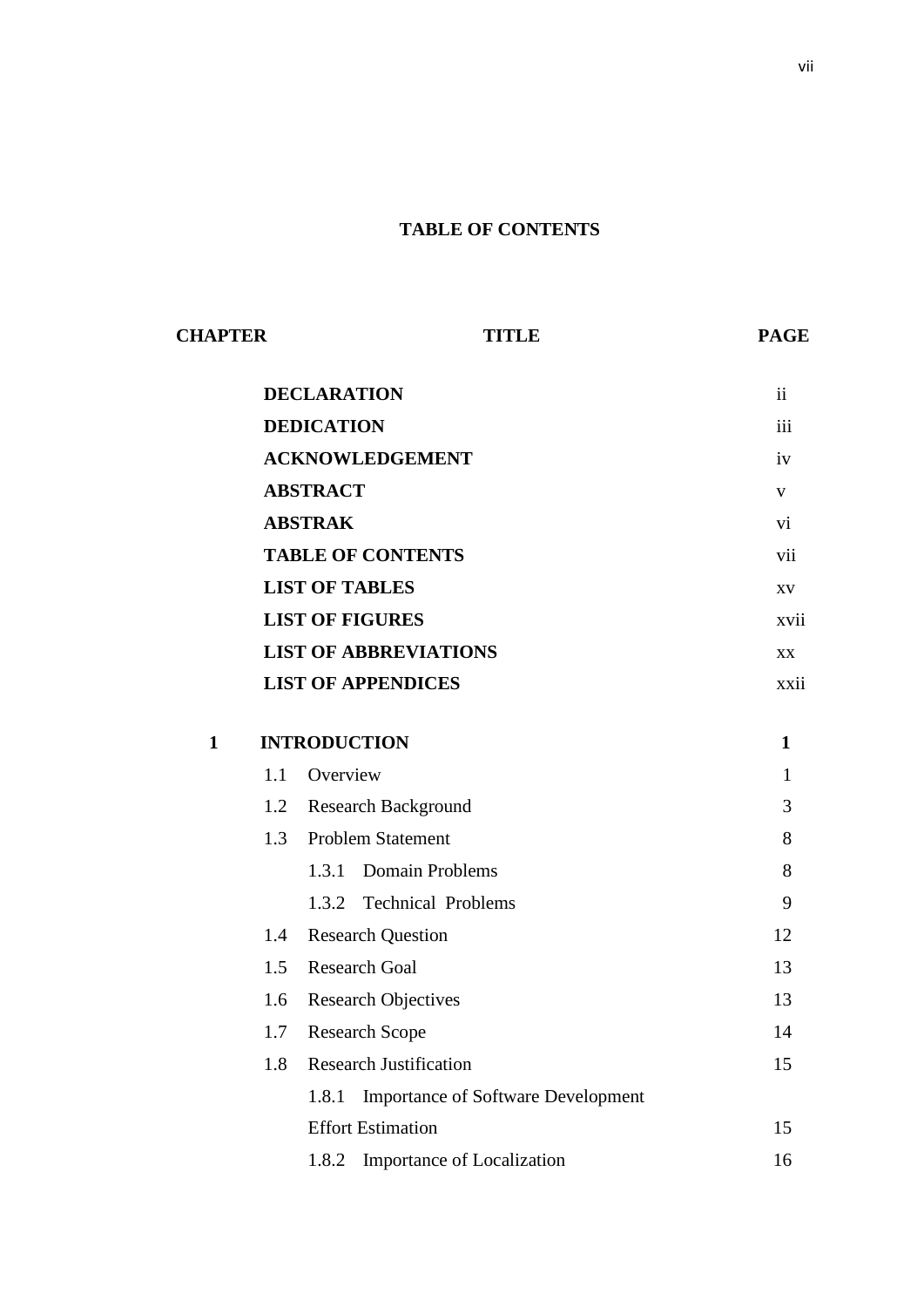# TABLE OF CONTENTS

| CHAPTER | TITLE | PAGE |
|---|---|---|
| | **DECLARATION** | ii |
| | **DEDICATION** | iii |
| | **ACKNOWLEDGEMENT** | iv |
| | **ABSTRACT** | v |
| | **ABSTRAK** | vi |
| | **TABLE OF CONTENTS** | vii |
| | **LIST OF TABLES** | xv |
| | **LIST OF FIGURES** | xvii |
| | **LIST OF ABBREVIATIONS** | xx |
| | **LIST OF APPENDICES** | xxii |
| **1** | **INTRODUCTION** | **1** |
| | 1.1 Overview | 1 |
| | 1.2 Research Background | 3 |
| | 1.3 Problem Statement | 8 |
| | 1.3.1 Domain Problems | 8 |
| | 1.3.2 Technical Problems | 9 |
| | 1.4 Research Question | 12 |
| | 1.5 Research Goal | 13 |
| | 1.6 Research Objectives | 13 |
| | 1.7 Research Scope | 14 |
| | 1.8 Research Justification | 15 |
| | 1.8.1 Importance of Software Development Effort Estimation | 15 |
| | 1.8.2 Importance of Localization | 16 |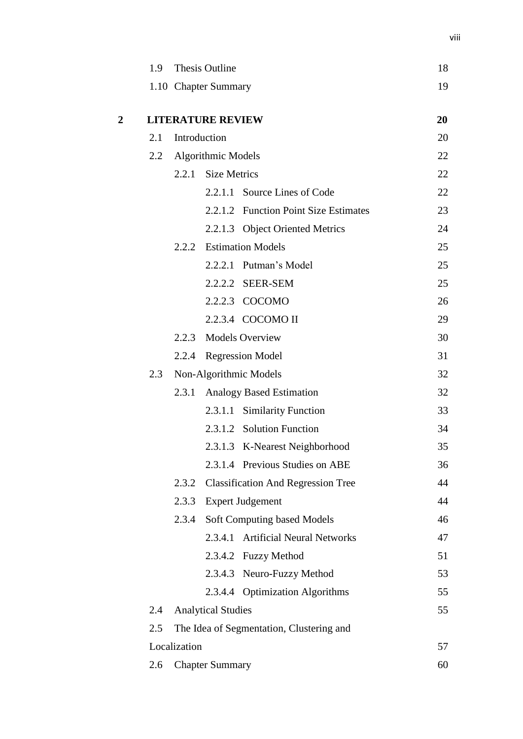| | | |
|---|---|---|
| 1.9 | Thesis Outline | 18 |
| 1.10 | Chapter Summary | 19 |
| **2** | **LITERATURE REVIEW** | **20** |
| 2.1 | Introduction | 20 |
| 2.2 | Algorithmic Models | 22 |
| 2.2.1 | Size Metrics | 22 |
| 2.2.1.1 | Source Lines of Code | 22 |
| 2.2.1.2 | Function Point Size Estimates | 23 |
| 2.2.1.3 | Object Oriented Metrics | 24 |
| 2.2.2 | Estimation Models | 25 |
| 2.2.2.1 | Putman's Model | 25 |
| 2.2.2.2 | SEER-SEM | 25 |
| 2.2.2.3 | COCOMO | 26 |
| 2.2.3.4 | COCOMO II | 29 |
| 2.2.3 | Models Overview | 30 |
| 2.2.4 | Regression Model | 31 |
| 2.3 | Non-Algorithmic Models | 32 |
| 2.3.1 | Analogy Based Estimation | 32 |
| 2.3.1.1 | Similarity Function | 33 |
| 2.3.1.2 | Solution Function | 34 |
| 2.3.1.3 | K-Nearest Neighborhood | 35 |
| 2.3.1.4 | Previous Studies on ABE | 36 |
| 2.3.2 | Classification And Regression Tree | 44 |
| 2.3.3 | Expert Judgement | 44 |
| 2.3.4 | Soft Computing based Models | 46 |
| 2.3.4.1 | Artificial Neural Networks | 47 |
| 2.3.4.2 | Fuzzy Method | 51 |
| 2.3.4.3 | Neuro-Fuzzy Method | 53 |
| 2.3.4.4 | Optimization Algorithms | 55 |
| 2.4 | Analytical Studies | 55 |
| 2.5 | The Idea of Segmentation, Clustering and Localization | 57 |
| 2.6 | Chapter Summary | 60 |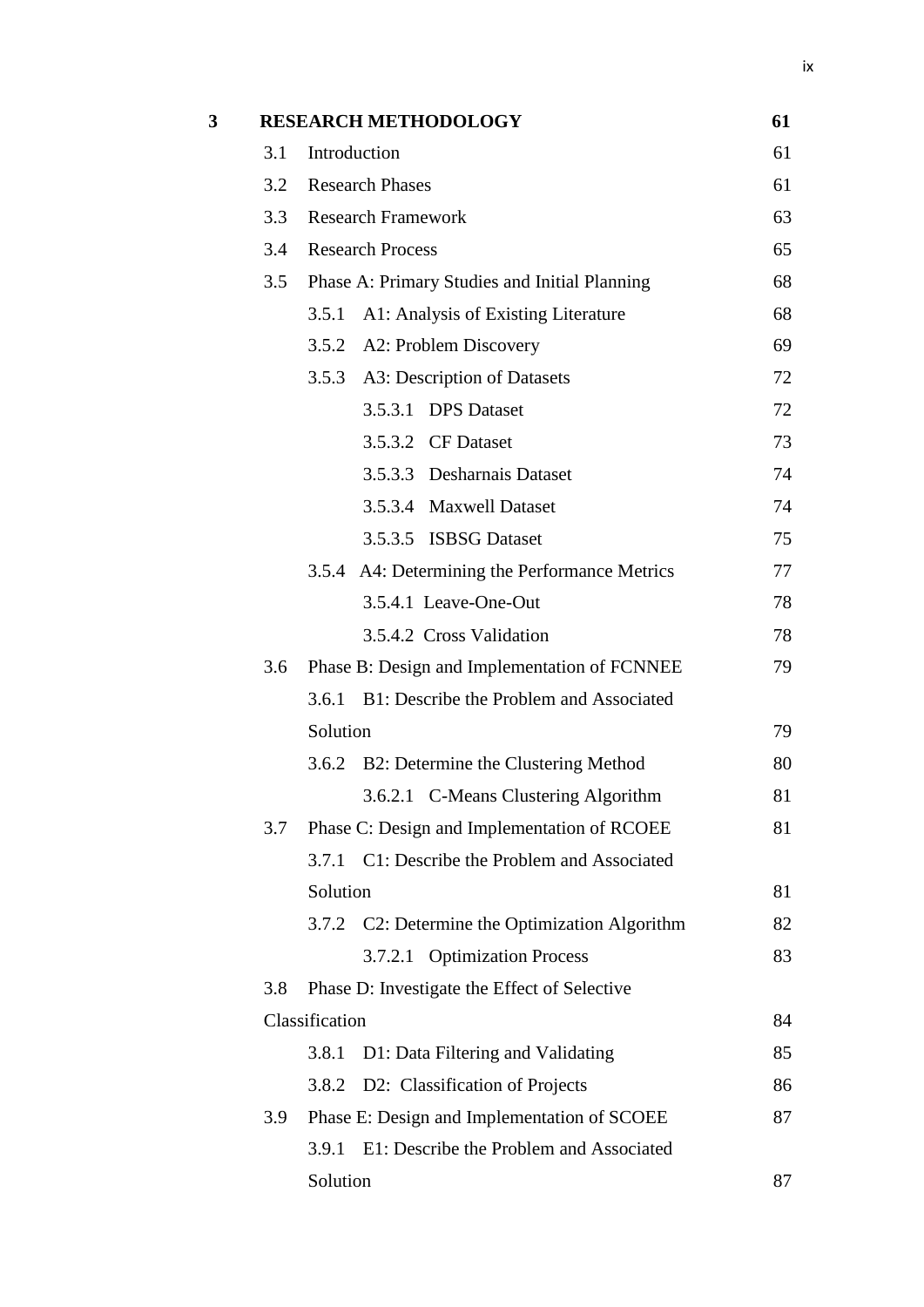| | | |
|---|---|---|
| **3** | **RESEARCH METHODOLOGY** | **61** |
| | 3.1 Introduction | 61 |
| | 3.2 Research Phases | 61 |
| | 3.3 Research Framework | 63 |
| | 3.4 Research Process | 65 |
| | 3.5 Phase A: Primary Studies and Initial Planning | 68 |
| | 3.5.1 A1: Analysis of Existing Literature | 68 |
| | 3.5.2 A2: Problem Discovery | 69 |
| | 3.5.3 A3: Description of Datasets | 72 |
| | 3.5.3.1 DPS Dataset | 72 |
| | 3.5.3.2 CF Dataset | 73 |
| | 3.5.3.3 Desharnais Dataset | 74 |
| | 3.5.3.4 Maxwell Dataset | 74 |
| | 3.5.3.5 ISBSG Dataset | 75 |
| | 3.5.4 A4: Determining the Performance Metrics | 77 |
| | 3.5.4.1 Leave-One-Out | 78 |
| | 3.5.4.2 Cross Validation | 78 |
| | 3.6 Phase B: Design and Implementation of FCNNEE | 79 |
| | 3.6.1 B1: Describe the Problem and Associated Solution | 79 |
| | 3.6.2 B2: Determine the Clustering Method | 80 |
| | 3.6.2.1 C-Means Clustering Algorithm | 81 |
| | 3.7 Phase C: Design and Implementation of RCOEE | 81 |
| | 3.7.1 C1: Describe the Problem and Associated Solution | 81 |
| | 3.7.2 C2: Determine the Optimization Algorithm | 82 |
| | 3.7.2.1 Optimization Process | 83 |
| | 3.8 Phase D: Investigate the Effect of Selective Classification | 84 |
| | 3.8.1 D1: Data Filtering and Validating | 85 |
| | 3.8.2 D2: Classification of Projects | 86 |
| | 3.9 Phase E: Design and Implementation of SCOEE | 87 |
| | 3.9.1 E1: Describe the Problem and Associated Solution | 87 |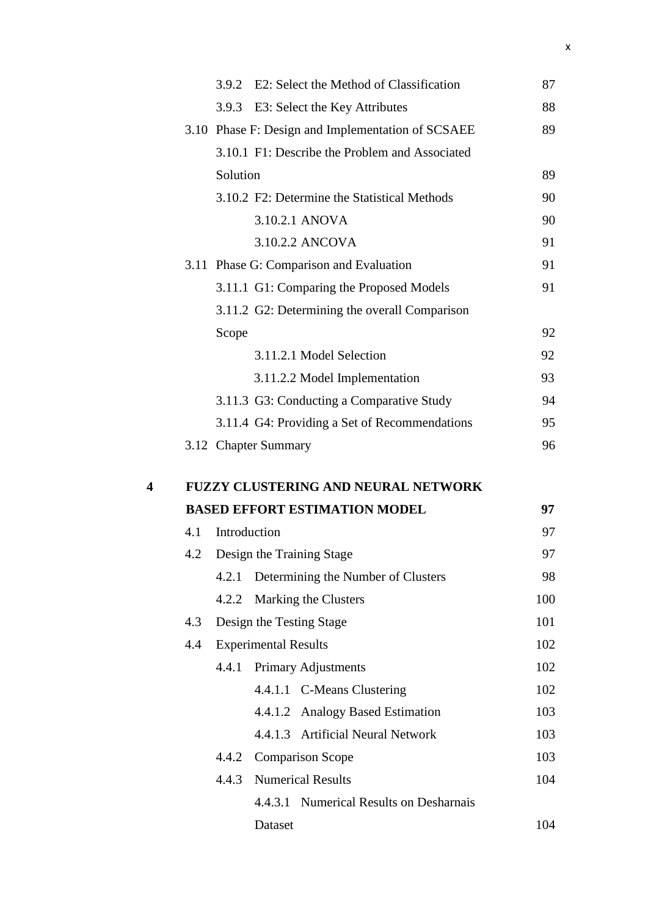| | | |
|---|---|---|
| 3.9.2 | E2: Select the Method of Classification | 87 |
| 3.9.3 | E3: Select the Key Attributes | 88 |
| 3.10 | Phase F: Design and Implementation of SCSAEE | 89 |
| 3.10.1 | F1: Describe the Problem and Associated Solution | 89 |
| 3.10.2 | F2: Determine the Statistical Methods | 90 |
| 3.10.2.1 | ANOVA | 90 |
| 3.10.2.2 | ANCOVA | 91 |
| 3.11 | Phase G: Comparison and Evaluation | 91 |
| 3.11.1 | G1: Comparing the Proposed Models | 91 |
| 3.11.2 | G2: Determining the overall Comparison Scope | 92 |
| 3.11.2.1 | Model Selection | 92 |
| 3.11.2.2 | Model Implementation | 93 |
| 3.11.3 | G3: Conducting a Comparative Study | 94 |
| 3.11.4 | G4: Providing a Set of Recommendations | 95 |
| 3.12 | Chapter Summary | 96 |
| **4** | **FUZZY CLUSTERING AND NEURAL NETWORK BASED EFFORT ESTIMATION MODEL** | **97** |
| 4.1 | Introduction | 97 |
| 4.2 | Design the Training Stage | 97 |
| 4.2.1 | Determining the Number of Clusters | 98 |
| 4.2.2 | Marking the Clusters | 100 |
| 4.3 | Design the Testing Stage | 101 |
| 4.4 | Experimental Results | 102 |
| 4.4.1 | Primary Adjustments | 102 |
| 4.4.1.1 | C-Means Clustering | 102 |
| 4.4.1.2 | Analogy Based Estimation | 103 |
| 4.4.1.3 | Artificial Neural Network | 103 |
| 4.4.2 | Comparison Scope | 103 |
| 4.4.3 | Numerical Results | 104 |
| 4.4.3.1 | Numerical Results on Desharnais Dataset | 104 |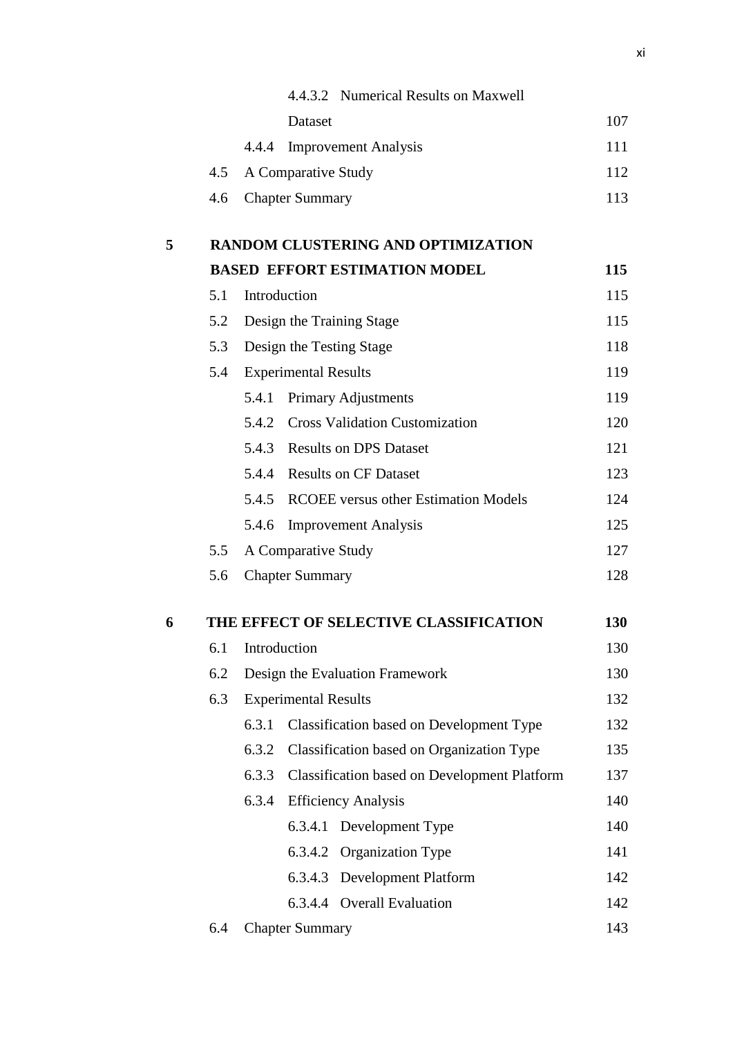| | | |
|---|---|---|
| | 4.4.3.2 Numerical Results on Maxwell Dataset | 107 |
| | 4.4.4 Improvement Analysis | 111 |
| | 4.5 A Comparative Study | 112 |
| | 4.6 Chapter Summary | 113 |
| **5** | **RANDOM CLUSTERING AND OPTIMIZATION BASED EFFORT ESTIMATION MODEL** | **115** |
| | 5.1 Introduction | 115 |
| | 5.2 Design the Training Stage | 115 |
| | 5.3 Design the Testing Stage | 118 |
| | 5.4 Experimental Results | 119 |
| | 5.4.1 Primary Adjustments | 119 |
| | 5.4.2 Cross Validation Customization | 120 |
| | 5.4.3 Results on DPS Dataset | 121 |
| | 5.4.4 Results on CF Dataset | 123 |
| | 5.4.5 RCOEE versus other Estimation Models | 124 |
| | 5.4.6 Improvement Analysis | 125 |
| | 5.5 A Comparative Study | 127 |
| | 5.6 Chapter Summary | 128 |
| **6** | **THE EFFECT OF SELECTIVE CLASSIFICATION** | **130** |
| | 6.1 Introduction | 130 |
| | 6.2 Design the Evaluation Framework | 130 |
| | 6.3 Experimental Results | 132 |
| | 6.3.1 Classification based on Development Type | 132 |
| | 6.3.2 Classification based on Organization Type | 135 |
| | 6.3.3 Classification based on Development Platform | 137 |
| | 6.3.4 Efficiency Analysis | 140 |
| | 6.3.4.1 Development Type | 140 |
| | 6.3.4.2 Organization Type | 141 |
| | 6.3.4.3 Development Platform | 142 |
| | 6.3.4.4 Overall Evaluation | 142 |
| | 6.4 Chapter Summary | 143 |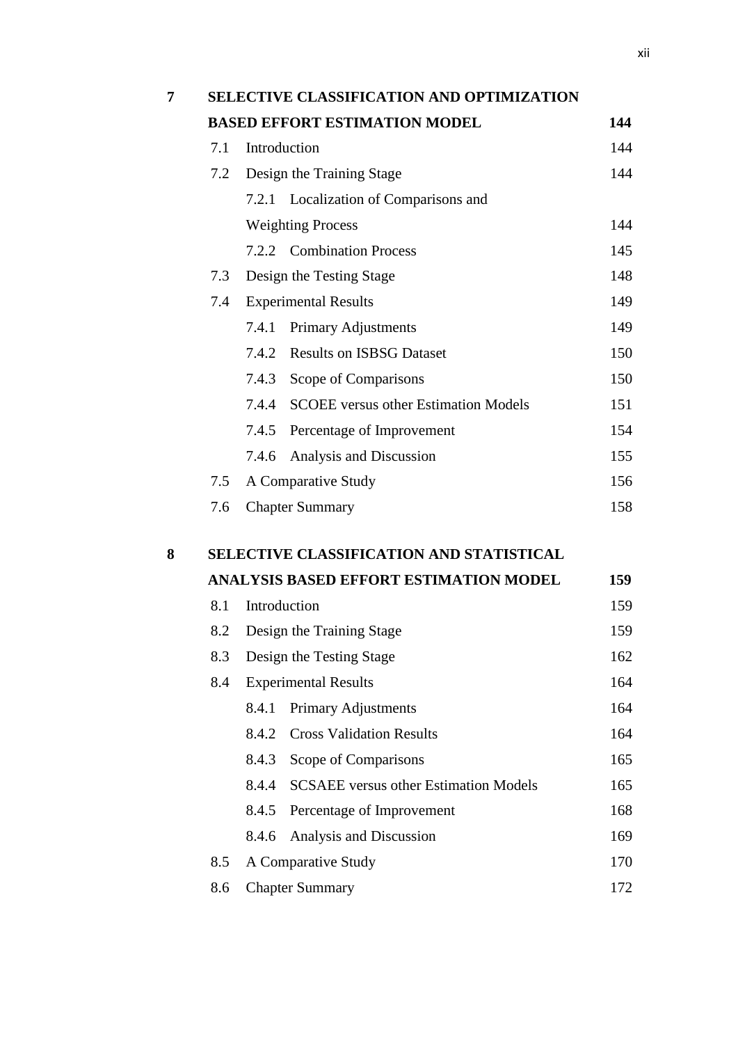| | | | |
|---|---|---|---|
| **7** | **SELECTIVE CLASSIFICATION AND OPTIMIZATION BASED EFFORT ESTIMATION MODEL** | | **144** |
| | 7.1 | Introduction | 144 |
| | 7.2 | Design the Training Stage | 144 |
| | | 7.2.1 Localization of Comparisons and Weighting Process | 144 |
| | | 7.2.2 Combination Process | 145 |
| | 7.3 | Design the Testing Stage | 148 |
| | 7.4 | Experimental Results | 149 |
| | | 7.4.1 Primary Adjustments | 149 |
| | | 7.4.2 Results on ISBSG Dataset | 150 |
| | | 7.4.3 Scope of Comparisons | 150 |
| | | 7.4.4 SCOEE versus other Estimation Models | 151 |
| | | 7.4.5 Percentage of Improvement | 154 |
| | | 7.4.6 Analysis and Discussion | 155 |
| | 7.5 | A Comparative Study | 156 |
| | 7.6 | Chapter Summary | 158 |
| **8** | **SELECTIVE CLASSIFICATION AND STATISTICAL ANALYSIS BASED EFFORT ESTIMATION MODEL** | | **159** |
| | 8.1 | Introduction | 159 |
| | 8.2 | Design the Training Stage | 159 |
| | 8.3 | Design the Testing Stage | 162 |
| | 8.4 | Experimental Results | 164 |
| | | 8.4.1 Primary Adjustments | 164 |
| | | 8.4.2 Cross Validation Results | 164 |
| | | 8.4.3 Scope of Comparisons | 165 |
| | | 8.4.4 SCSAEE versus other Estimation Models | 165 |
| | | 8.4.5 Percentage of Improvement | 168 |
| | | 8.4.6 Analysis and Discussion | 169 |
| | 8.5 | A Comparative Study | 170 |
| | 8.6 | Chapter Summary | 172 |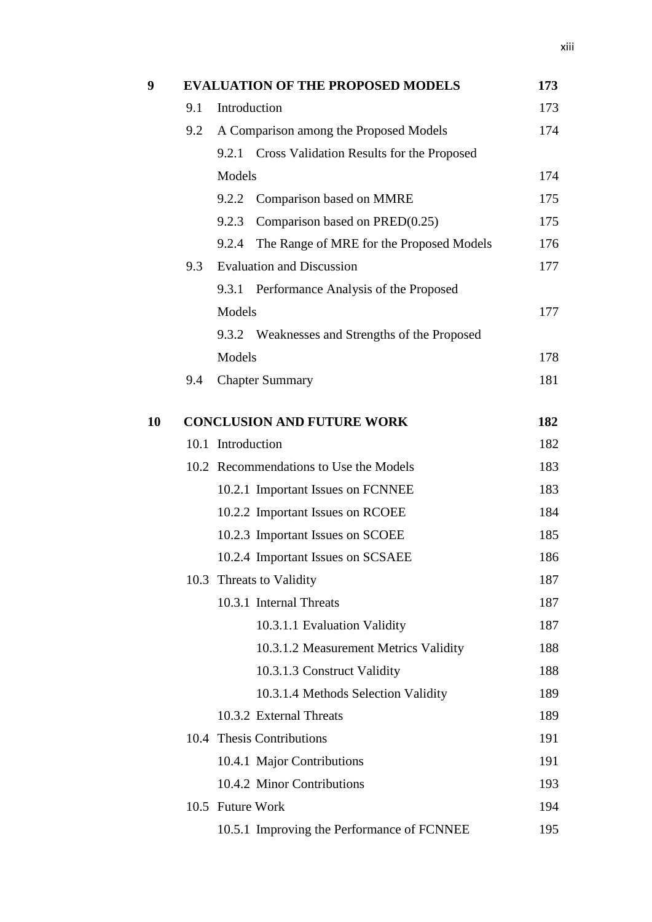| | | | |
|---|---|---|---|
| **9** | **EVALUATION OF THE PROPOSED MODELS** | | **173** |
| | 9.1 | Introduction | 173 |
| | 9.2 | A Comparison among the Proposed Models | 174 |
| | | 9.2.1 Cross Validation Results for the Proposed Models | 174 |
| | | 9.2.2 Comparison based on MMRE | 175 |
| | | 9.2.3 Comparison based on PRED(0.25) | 175 |
| | | 9.2.4 The Range of MRE for the Proposed Models | 176 |
| | 9.3 | Evaluation and Discussion | 177 |
| | | 9.3.1 Performance Analysis of the Proposed Models | 177 |
| | | 9.3.2 Weaknesses and Strengths of the Proposed Models | 178 |
| | 9.4 | Chapter Summary | 181 |
| **10** | **CONCLUSION AND FUTURE WORK** | | **182** |
| | 10.1 | Introduction | 182 |
| | 10.2 | Recommendations to Use the Models | 183 |
| | | 10.2.1 Important Issues on FCNNEE | 183 |
| | | 10.2.2 Important Issues on RCOEE | 184 |
| | | 10.2.3 Important Issues on SCOEE | 185 |
| | | 10.2.4 Important Issues on SCSAEE | 186 |
| | 10.3 | Threats to Validity | 187 |
| | | 10.3.1 Internal Threats | 187 |
| | | 10.3.1.1 Evaluation Validity | 187 |
| | | 10.3.1.2 Measurement Metrics Validity | 188 |
| | | 10.3.1.3 Construct Validity | 188 |
| | | 10.3.1.4 Methods Selection Validity | 189 |
| | | 10.3.2 External Threats | 189 |
| | 10.4 | Thesis Contributions | 191 |
| | | 10.4.1 Major Contributions | 191 |
| | | 10.4.2 Minor Contributions | 193 |
| | 10.5 | Future Work | 194 |
| | | 10.5.1 Improving the Performance of FCNNEE | 195 |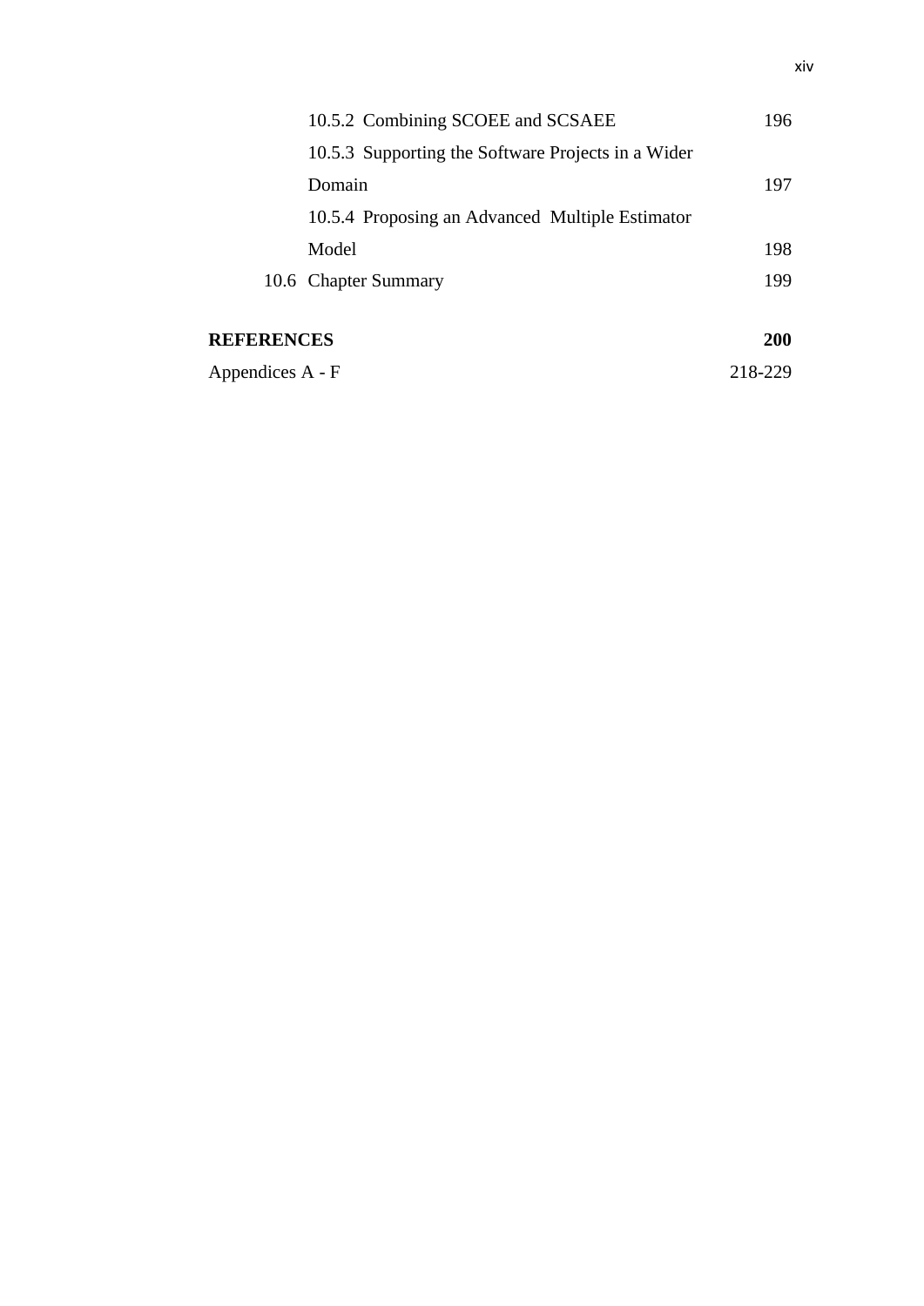| | |
|---|---|
| 10.5.2 Combining SCOEE and SCSAEE | 196 |
| 10.5.3 Supporting the Software Projects in a Wider Domain | 197 |
| 10.5.4 Proposing an Advanced Multiple Estimator Model | 198 |
| 10.6 Chapter Summary | 199 |
| **REFERENCES** | **200** |
| Appendices A - F | 218-229 |